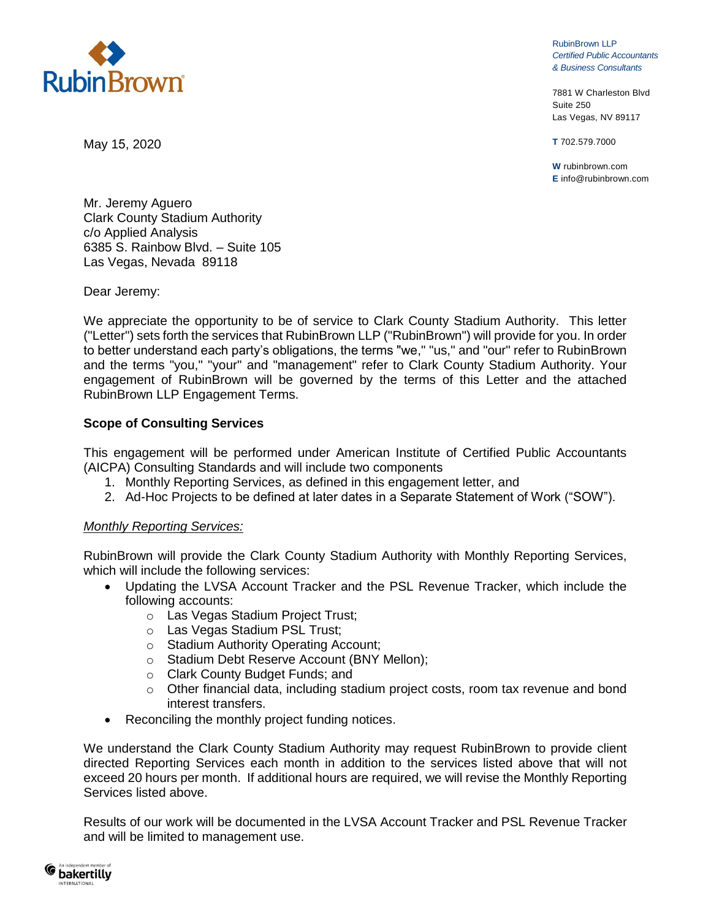RubinBrown

RubinBrown LLP
*Certified Public Accountants*
*& Business Consultants*

7881 W Charleston Blvd
Suite 250
Las Vegas, NV 89117

**T** 702.579.7000

**W** rubinbrown.com
**E** info@rubinbrown.com

May 15, 2020

Mr. Jeremy Aguero
Clark County Stadium Authority
c/o Applied Analysis
6385 S. Rainbow Blvd. – Suite 105
Las Vegas, Nevada 89118

Dear Jeremy:

We appreciate the opportunity to be of service to Clark County Stadium Authority. This letter ("Letter") sets forth the services that RubinBrown LLP ("RubinBrown") will provide for you. In order to better understand each party's obligations, the terms "we," "us," and "our" refer to RubinBrown and the terms "you," "your" and "management" refer to Clark County Stadium Authority. Your engagement of RubinBrown will be governed by the terms of this Letter and the attached RubinBrown LLP Engagement Terms.

**Scope of Consulting Services**

This engagement will be performed under American Institute of Certified Public Accountants (AICPA) Consulting Standards and will include two components

1. Monthly Reporting Services, as defined in this engagement letter, and
2. Ad-Hoc Projects to be defined at later dates in a Separate Statement of Work ("SOW").

*Monthly Reporting Services:*

RubinBrown will provide the Clark County Stadium Authority with Monthly Reporting Services, which will include the following services:

- Updating the LVSA Account Tracker and the PSL Revenue Tracker, which include the following accounts:
  - Las Vegas Stadium Project Trust;
  - Las Vegas Stadium PSL Trust;
  - Stadium Authority Operating Account;
  - Stadium Debt Reserve Account (BNY Mellon);
  - Clark County Budget Funds; and
  - Other financial data, including stadium project costs, room tax revenue and bond interest transfers.
- Reconciling the monthly project funding notices.

We understand the Clark County Stadium Authority may request RubinBrown to provide client directed Reporting Services each month in addition to the services listed above that will not exceed 20 hours per month. If additional hours are required, we will revise the Monthly Reporting Services listed above.

Results of our work will be documented in the LVSA Account Tracker and PSL Revenue Tracker and will be limited to management use.

An independent member of bakertilly INTERNATIONAL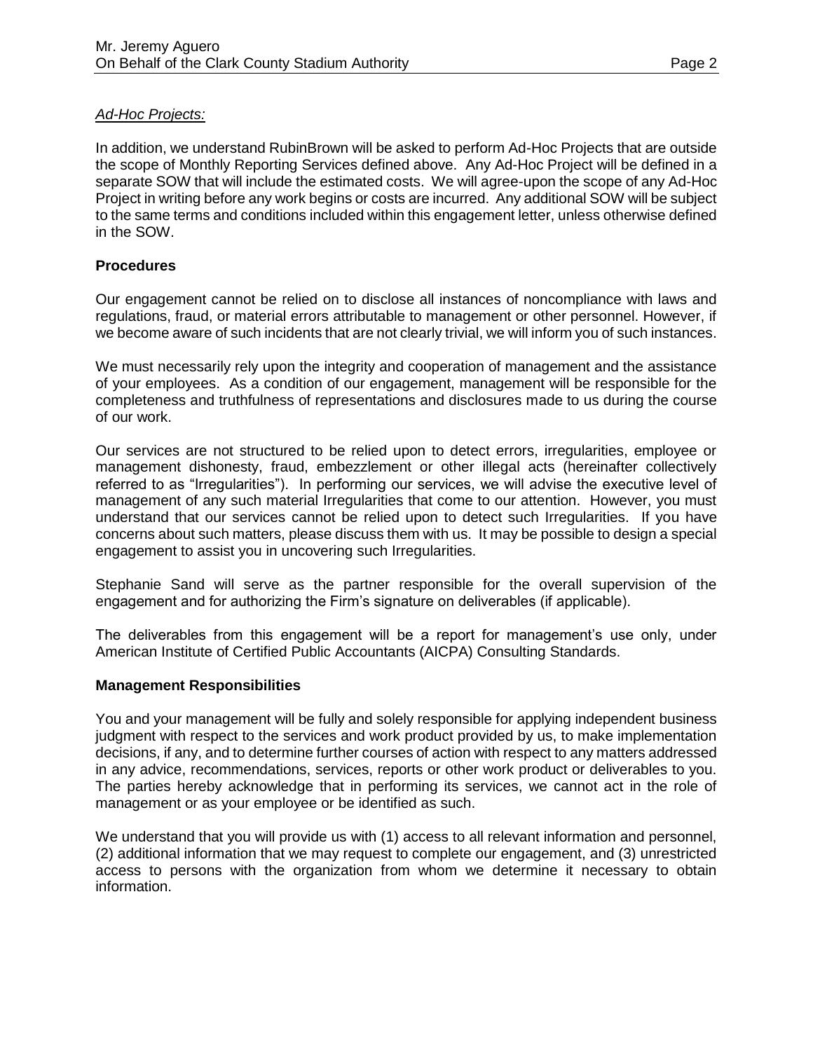*Ad-Hoc Projects:*

In addition, we understand RubinBrown will be asked to perform Ad-Hoc Projects that are outside the scope of Monthly Reporting Services defined above. Any Ad-Hoc Project will be defined in a separate SOW that will include the estimated costs. We will agree-upon the scope of any Ad-Hoc Project in writing before any work begins or costs are incurred. Any additional SOW will be subject to the same terms and conditions included within this engagement letter, unless otherwise defined in the SOW.

**Procedures**

Our engagement cannot be relied on to disclose all instances of noncompliance with laws and regulations, fraud, or material errors attributable to management or other personnel. However, if we become aware of such incidents that are not clearly trivial, we will inform you of such instances.

We must necessarily rely upon the integrity and cooperation of management and the assistance of your employees. As a condition of our engagement, management will be responsible for the completeness and truthfulness of representations and disclosures made to us during the course of our work.

Our services are not structured to be relied upon to detect errors, irregularities, employee or management dishonesty, fraud, embezzlement or other illegal acts (hereinafter collectively referred to as "Irregularities"). In performing our services, we will advise the executive level of management of any such material Irregularities that come to our attention. However, you must understand that our services cannot be relied upon to detect such Irregularities. If you have concerns about such matters, please discuss them with us. It may be possible to design a special engagement to assist you in uncovering such Irregularities.

Stephanie Sand will serve as the partner responsible for the overall supervision of the engagement and for authorizing the Firm's signature on deliverables (if applicable).

The deliverables from this engagement will be a report for management's use only, under American Institute of Certified Public Accountants (AICPA) Consulting Standards.

**Management Responsibilities**

You and your management will be fully and solely responsible for applying independent business judgment with respect to the services and work product provided by us, to make implementation decisions, if any, and to determine further courses of action with respect to any matters addressed in any advice, recommendations, services, reports or other work product or deliverables to you. The parties hereby acknowledge that in performing its services, we cannot act in the role of management or as your employee or be identified as such.

We understand that you will provide us with (1) access to all relevant information and personnel, (2) additional information that we may request to complete our engagement, and (3) unrestricted access to persons with the organization from whom we determine it necessary to obtain information.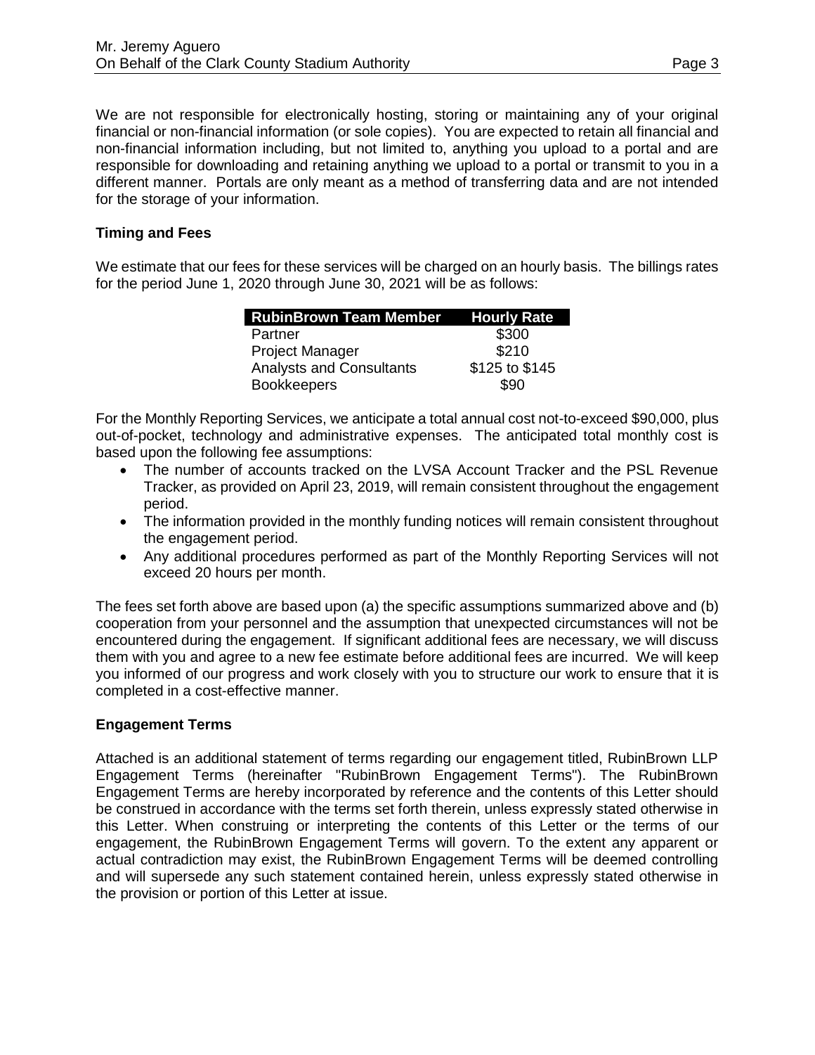We are not responsible for electronically hosting, storing or maintaining any of your original financial or non-financial information (or sole copies). You are expected to retain all financial and non-financial information including, but not limited to, anything you upload to a portal and are responsible for downloading and retaining anything we upload to a portal or transmit to you in a different manner. Portals are only meant as a method of transferring data and are not intended for the storage of your information.

**Timing and Fees**

We estimate that our fees for these services will be charged on an hourly basis. The billings rates for the period June 1, 2020 through June 30, 2021 will be as follows:

| RubinBrown Team Member | Hourly Rate |
|---|---|
| Partner | \$300 |
| Project Manager | \$210 |
| Analysts and Consultants | \$125 to \$145 |
| Bookkeepers | \$90 |

For the Monthly Reporting Services, we anticipate a total annual cost not-to-exceed \$90,000, plus out-of-pocket, technology and administrative expenses. The anticipated total monthly cost is based upon the following fee assumptions:

- The number of accounts tracked on the LVSA Account Tracker and the PSL Revenue Tracker, as provided on April 23, 2019, will remain consistent throughout the engagement period.
- The information provided in the monthly funding notices will remain consistent throughout the engagement period.
- Any additional procedures performed as part of the Monthly Reporting Services will not exceed 20 hours per month.

The fees set forth above are based upon (a) the specific assumptions summarized above and (b) cooperation from your personnel and the assumption that unexpected circumstances will not be encountered during the engagement. If significant additional fees are necessary, we will discuss them with you and agree to a new fee estimate before additional fees are incurred. We will keep you informed of our progress and work closely with you to structure our work to ensure that it is completed in a cost-effective manner.

**Engagement Terms**

Attached is an additional statement of terms regarding our engagement titled, RubinBrown LLP Engagement Terms (hereinafter "RubinBrown Engagement Terms"). The RubinBrown Engagement Terms are hereby incorporated by reference and the contents of this Letter should be construed in accordance with the terms set forth therein, unless expressly stated otherwise in this Letter. When construing or interpreting the contents of this Letter or the terms of our engagement, the RubinBrown Engagement Terms will govern. To the extent any apparent or actual contradiction may exist, the RubinBrown Engagement Terms will be deemed controlling and will supersede any such statement contained herein, unless expressly stated otherwise in the provision or portion of this Letter at issue.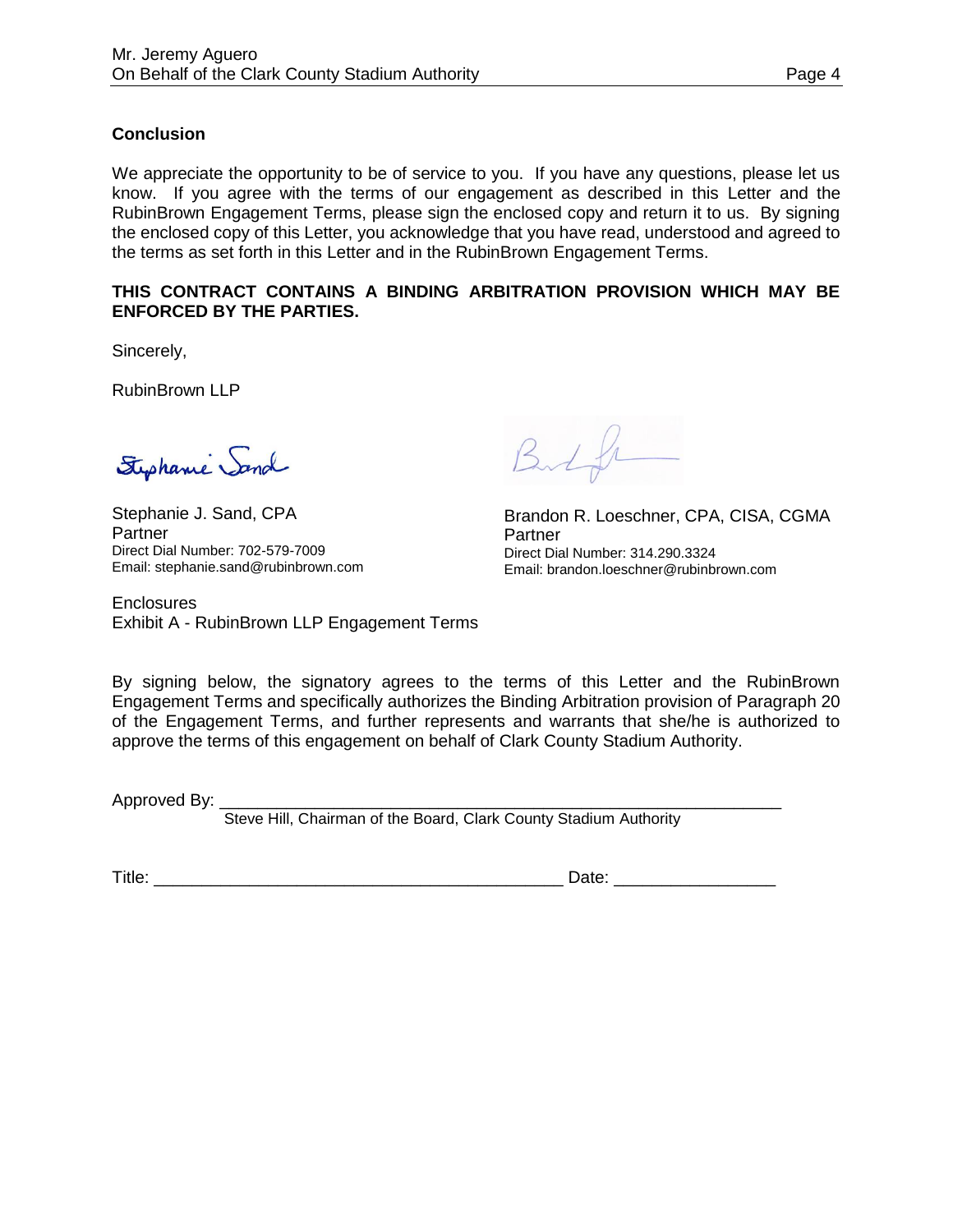## Conclusion

We appreciate the opportunity to be of service to you. If you have any questions, please let us know. If you agree with the terms of our engagement as described in this Letter and the RubinBrown Engagement Terms, please sign the enclosed copy and return it to us. By signing the enclosed copy of this Letter, you acknowledge that you have read, understood and agreed to the terms as set forth in this Letter and in the RubinBrown Engagement Terms.

**THIS CONTRACT CONTAINS A BINDING ARBITRATION PROVISION WHICH MAY BE ENFORCED BY THE PARTIES.**

Sincerely,

RubinBrown LLP

Stephanie J. Sand, CPA
Partner
Direct Dial Number: 702-579-7009
Email: stephanie.sand@rubinbrown.com

Brandon R. Loeschner, CPA, CISA, CGMA
Partner
Direct Dial Number: 314.290.3324
Email: brandon.loeschner@rubinbrown.com

Enclosures
Exhibit A - RubinBrown LLP Engagement Terms

By signing below, the signatory agrees to the terms of this Letter and the RubinBrown Engagement Terms and specifically authorizes the Binding Arbitration provision of Paragraph 20 of the Engagement Terms, and further represents and warrants that she/he is authorized to approve the terms of this engagement on behalf of Clark County Stadium Authority.

Approved By: ___________________________________________________________
Steve Hill, Chairman of the Board, Clark County Stadium Authority

Title: ___________________________________________ Date: ________________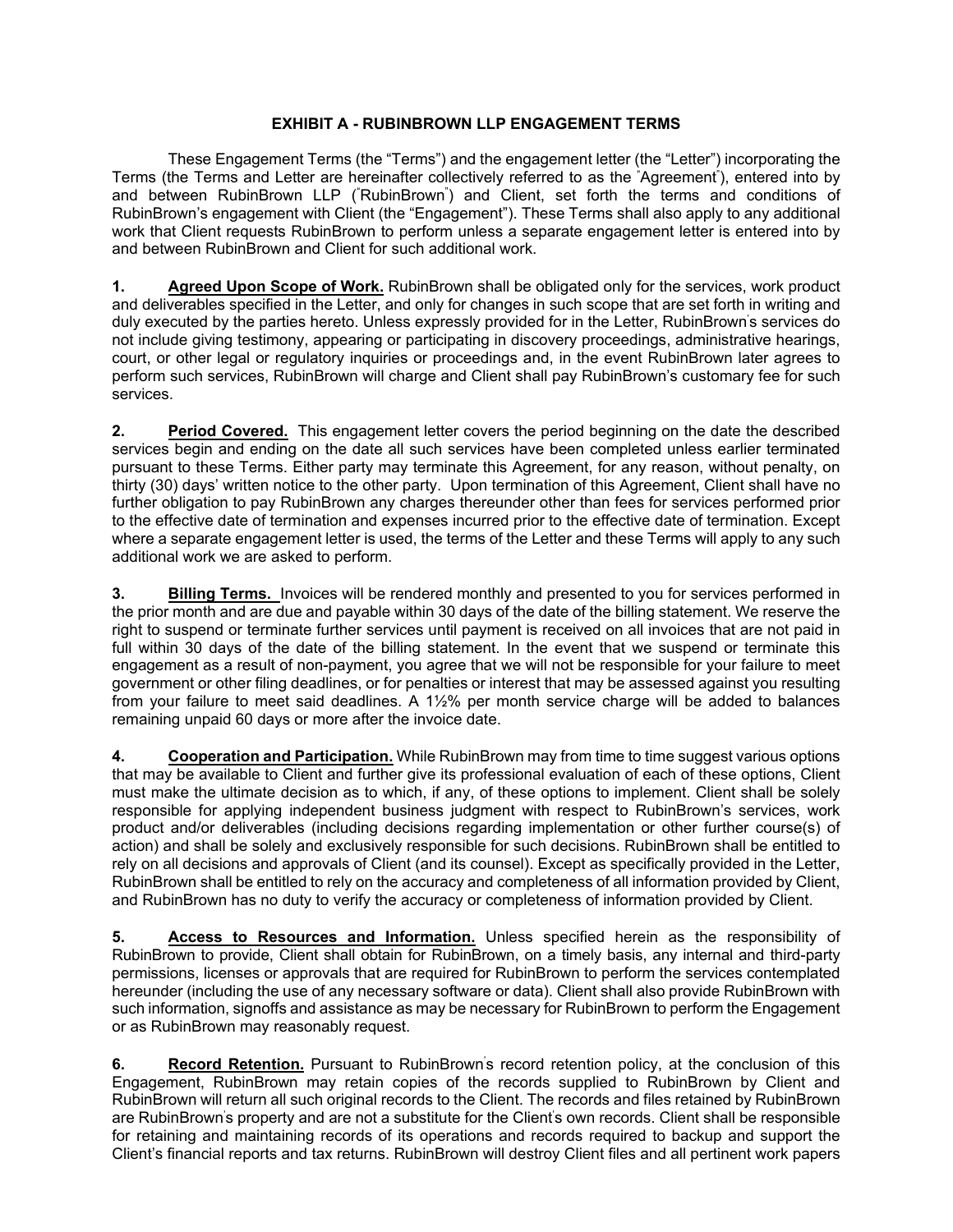## EXHIBIT A - RUBINBROWN LLP ENGAGEMENT TERMS

These Engagement Terms (the "Terms") and the engagement letter (the "Letter") incorporating the Terms (the Terms and Letter are hereinafter collectively referred to as the "Agreement"), entered into by and between RubinBrown LLP ("RubinBrown") and Client, set forth the terms and conditions of RubinBrown's engagement with Client (the "Engagement"). These Terms shall also apply to any additional work that Client requests RubinBrown to perform unless a separate engagement letter is entered into by and between RubinBrown and Client for such additional work.

**1. <u>Agreed Upon Scope of Work.</u>** RubinBrown shall be obligated only for the services, work product and deliverables specified in the Letter, and only for changes in such scope that are set forth in writing and duly executed by the parties hereto. Unless expressly provided for in the Letter, RubinBrown's services do not include giving testimony, appearing or participating in discovery proceedings, administrative hearings, court, or other legal or regulatory inquiries or proceedings and, in the event RubinBrown later agrees to perform such services, RubinBrown will charge and Client shall pay RubinBrown's customary fee for such services.

**2. <u>Period Covered.</u>** This engagement letter covers the period beginning on the date the described services begin and ending on the date all such services have been completed unless earlier terminated pursuant to these Terms. Either party may terminate this Agreement, for any reason, without penalty, on thirty (30) days' written notice to the other party. Upon termination of this Agreement, Client shall have no further obligation to pay RubinBrown any charges thereunder other than fees for services performed prior to the effective date of termination and expenses incurred prior to the effective date of termination. Except where a separate engagement letter is used, the terms of the Letter and these Terms will apply to any such additional work we are asked to perform.

**3. <u>Billing Terms.</u>** Invoices will be rendered monthly and presented to you for services performed in the prior month and are due and payable within 30 days of the date of the billing statement. We reserve the right to suspend or terminate further services until payment is received on all invoices that are not paid in full within 30 days of the date of the billing statement. In the event that we suspend or terminate this engagement as a result of non-payment, you agree that we will not be responsible for your failure to meet government or other filing deadlines, or for penalties or interest that may be assessed against you resulting from your failure to meet said deadlines. A 1½% per month service charge will be added to balances remaining unpaid 60 days or more after the invoice date.

**4. <u>Cooperation and Participation.</u>** While RubinBrown may from time to time suggest various options that may be available to Client and further give its professional evaluation of each of these options, Client must make the ultimate decision as to which, if any, of these options to implement. Client shall be solely responsible for applying independent business judgment with respect to RubinBrown's services, work product and/or deliverables (including decisions regarding implementation or other further course(s) of action) and shall be solely and exclusively responsible for such decisions. RubinBrown shall be entitled to rely on all decisions and approvals of Client (and its counsel). Except as specifically provided in the Letter, RubinBrown shall be entitled to rely on the accuracy and completeness of all information provided by Client, and RubinBrown has no duty to verify the accuracy or completeness of information provided by Client.

**5. <u>Access to Resources and Information.</u>** Unless specified herein as the responsibility of RubinBrown to provide, Client shall obtain for RubinBrown, on a timely basis, any internal and third-party permissions, licenses or approvals that are required for RubinBrown to perform the services contemplated hereunder (including the use of any necessary software or data). Client shall also provide RubinBrown with such information, signoffs and assistance as may be necessary for RubinBrown to perform the Engagement or as RubinBrown may reasonably request.

**6. <u>Record Retention.</u>** Pursuant to RubinBrown's record retention policy, at the conclusion of this Engagement, RubinBrown may retain copies of the records supplied to RubinBrown by Client and RubinBrown will return all such original records to the Client. The records and files retained by RubinBrown are RubinBrown's property and are not a substitute for the Client's own records. Client shall be responsible for retaining and maintaining records of its operations and records required to backup and support the Client's financial reports and tax returns. RubinBrown will destroy Client files and all pertinent work papers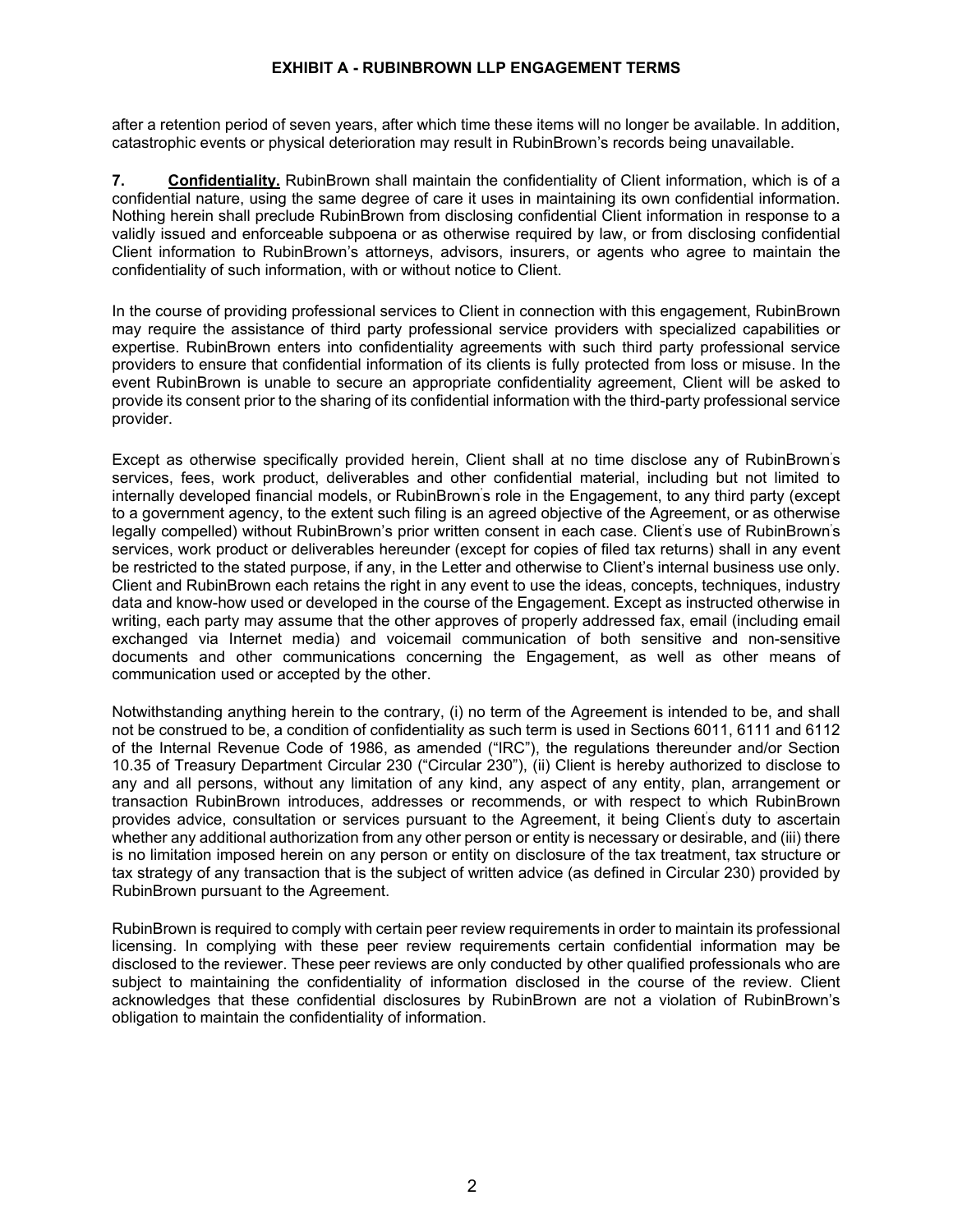after a retention period of seven years, after which time these items will no longer be available. In addition, catastrophic events or physical deterioration may result in RubinBrown's records being unavailable.

**7. Confidentiality.** RubinBrown shall maintain the confidentiality of Client information, which is of a confidential nature, using the same degree of care it uses in maintaining its own confidential information. Nothing herein shall preclude RubinBrown from disclosing confidential Client information in response to a validly issued and enforceable subpoena or as otherwise required by law, or from disclosing confidential Client information to RubinBrown's attorneys, advisors, insurers, or agents who agree to maintain the confidentiality of such information, with or without notice to Client.

In the course of providing professional services to Client in connection with this engagement, RubinBrown may require the assistance of third party professional service providers with specialized capabilities or expertise. RubinBrown enters into confidentiality agreements with such third party professional service providers to ensure that confidential information of its clients is fully protected from loss or misuse. In the event RubinBrown is unable to secure an appropriate confidentiality agreement, Client will be asked to provide its consent prior to the sharing of its confidential information with the third-party professional service provider.

Except as otherwise specifically provided herein, Client shall at no time disclose any of RubinBrown's services, fees, work product, deliverables and other confidential material, including but not limited to internally developed financial models, or RubinBrown's role in the Engagement, to any third party (except to a government agency, to the extent such filing is an agreed objective of the Agreement, or as otherwise legally compelled) without RubinBrown's prior written consent in each case. Client's use of RubinBrown's services, work product or deliverables hereunder (except for copies of filed tax returns) shall in any event be restricted to the stated purpose, if any, in the Letter and otherwise to Client's internal business use only. Client and RubinBrown each retains the right in any event to use the ideas, concepts, techniques, industry data and know-how used or developed in the course of the Engagement. Except as instructed otherwise in writing, each party may assume that the other approves of properly addressed fax, email (including email exchanged via Internet media) and voicemail communication of both sensitive and non-sensitive documents and other communications concerning the Engagement, as well as other means of communication used or accepted by the other.

Notwithstanding anything herein to the contrary, (i) no term of the Agreement is intended to be, and shall not be construed to be, a condition of confidentiality as such term is used in Sections 6011, 6111 and 6112 of the Internal Revenue Code of 1986, as amended ("IRC"), the regulations thereunder and/or Section 10.35 of Treasury Department Circular 230 ("Circular 230"), (ii) Client is hereby authorized to disclose to any and all persons, without any limitation of any kind, any aspect of any entity, plan, arrangement or transaction RubinBrown introduces, addresses or recommends, or with respect to which RubinBrown provides advice, consultation or services pursuant to the Agreement, it being Client's duty to ascertain whether any additional authorization from any other person or entity is necessary or desirable, and (iii) there is no limitation imposed herein on any person or entity on disclosure of the tax treatment, tax structure or tax strategy of any transaction that is the subject of written advice (as defined in Circular 230) provided by RubinBrown pursuant to the Agreement.

RubinBrown is required to comply with certain peer review requirements in order to maintain its professional licensing. In complying with these peer review requirements certain confidential information may be disclosed to the reviewer. These peer reviews are only conducted by other qualified professionals who are subject to maintaining the confidentiality of information disclosed in the course of the review. Client acknowledges that these confidential disclosures by RubinBrown are not a violation of RubinBrown's obligation to maintain the confidentiality of information.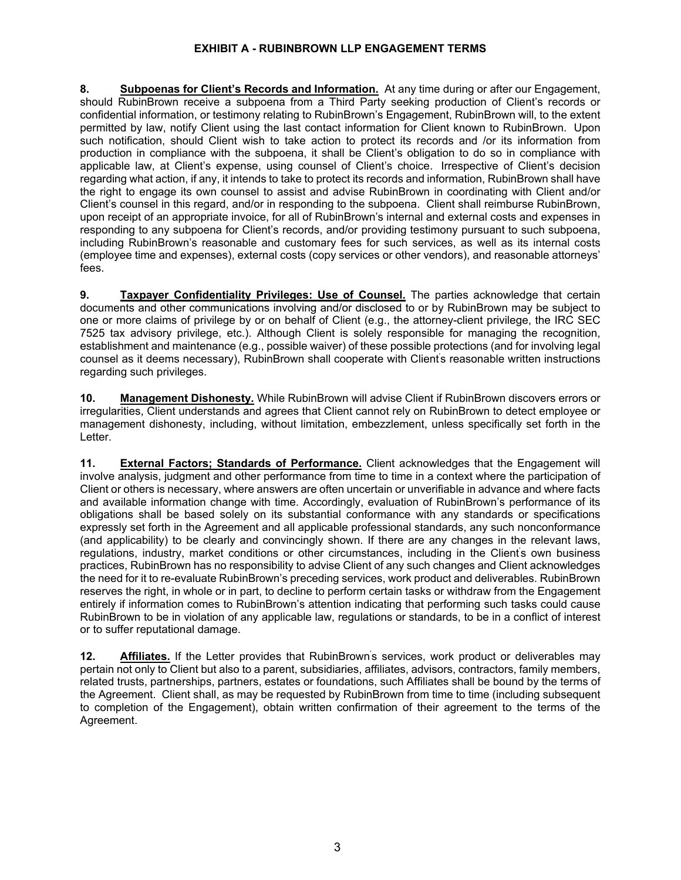## EXHIBIT A - RUBINBROWN LLP ENGAGEMENT TERMS

**8. <u>Subpoenas for Client's Records and Information.</u>** At any time during or after our Engagement, should RubinBrown receive a subpoena from a Third Party seeking production of Client's records or confidential information, or testimony relating to RubinBrown's Engagement, RubinBrown will, to the extent permitted by law, notify Client using the last contact information for Client known to RubinBrown. Upon such notification, should Client wish to take action to protect its records and /or its information from production in compliance with the subpoena, it shall be Client's obligation to do so in compliance with applicable law, at Client's expense, using counsel of Client's choice. Irrespective of Client's decision regarding what action, if any, it intends to take to protect its records and information, RubinBrown shall have the right to engage its own counsel to assist and advise RubinBrown in coordinating with Client and/or Client's counsel in this regard, and/or in responding to the subpoena. Client shall reimburse RubinBrown, upon receipt of an appropriate invoice, for all of RubinBrown's internal and external costs and expenses in responding to any subpoena for Client's records, and/or providing testimony pursuant to such subpoena, including RubinBrown's reasonable and customary fees for such services, as well as its internal costs (employee time and expenses), external costs (copy services or other vendors), and reasonable attorneys' fees.

**9. <u>Taxpayer Confidentiality Privileges: Use of Counsel.</u>** The parties acknowledge that certain documents and other communications involving and/or disclosed to or by RubinBrown may be subject to one or more claims of privilege by or on behalf of Client (e.g., the attorney-client privilege, the IRC SEC 7525 tax advisory privilege, etc.). Although Client is solely responsible for managing the recognition, establishment and maintenance (e.g., possible waiver) of these possible protections (and for involving legal counsel as it deems necessary), RubinBrown shall cooperate with Client's reasonable written instructions regarding such privileges.

**10. <u>Management Dishonesty.</u>** While RubinBrown will advise Client if RubinBrown discovers errors or irregularities, Client understands and agrees that Client cannot rely on RubinBrown to detect employee or management dishonesty, including, without limitation, embezzlement, unless specifically set forth in the Letter.

**11. <u>External Factors; Standards of Performance.</u>** Client acknowledges that the Engagement will involve analysis, judgment and other performance from time to time in a context where the participation of Client or others is necessary, where answers are often uncertain or unverifiable in advance and where facts and available information change with time. Accordingly, evaluation of RubinBrown's performance of its obligations shall be based solely on its substantial conformance with any standards or specifications expressly set forth in the Agreement and all applicable professional standards, any such nonconformance (and applicability) to be clearly and convincingly shown. If there are any changes in the relevant laws, regulations, industry, market conditions or other circumstances, including in the Client's own business practices, RubinBrown has no responsibility to advise Client of any such changes and Client acknowledges the need for it to re-evaluate RubinBrown's preceding services, work product and deliverables. RubinBrown reserves the right, in whole or in part, to decline to perform certain tasks or withdraw from the Engagement entirely if information comes to RubinBrown's attention indicating that performing such tasks could cause RubinBrown to be in violation of any applicable law, regulations or standards, to be in a conflict of interest or to suffer reputational damage.

**12. <u>Affiliates.</u>** If the Letter provides that RubinBrown's services, work product or deliverables may pertain not only to Client but also to a parent, subsidiaries, affiliates, advisors, contractors, family members, related trusts, partnerships, partners, estates or foundations, such Affiliates shall be bound by the terms of the Agreement. Client shall, as may be requested by RubinBrown from time to time (including subsequent to completion of the Engagement), obtain written confirmation of their agreement to the terms of the Agreement.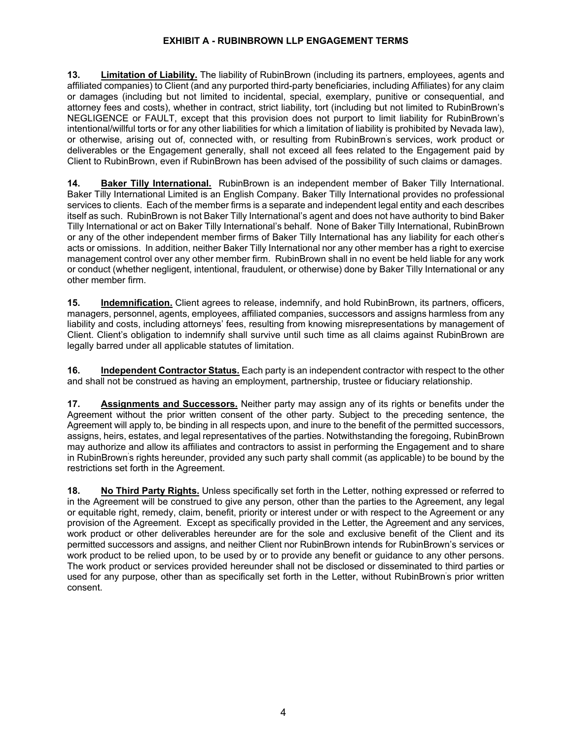## EXHIBIT A - RUBINBROWN LLP ENGAGEMENT TERMS

**13. Limitation of Liability.** The liability of RubinBrown (including its partners, employees, agents and affiliated companies) to Client (and any purported third-party beneficiaries, including Affiliates) for any claim or damages (including but not limited to incidental, special, exemplary, punitive or consequential, and attorney fees and costs), whether in contract, strict liability, tort (including but not limited to RubinBrown's NEGLIGENCE or FAULT, except that this provision does not purport to limit liability for RubinBrown's intentional/willful torts or for any other liabilities for which a limitation of liability is prohibited by Nevada law), or otherwise, arising out of, connected with, or resulting from RubinBrown's services, work product or deliverables or the Engagement generally, shall not exceed all fees related to the Engagement paid by Client to RubinBrown, even if RubinBrown has been advised of the possibility of such claims or damages.

**14. Baker Tilly International.** RubinBrown is an independent member of Baker Tilly International. Baker Tilly International Limited is an English Company. Baker Tilly International provides no professional services to clients. Each of the member firms is a separate and independent legal entity and each describes itself as such. RubinBrown is not Baker Tilly International's agent and does not have authority to bind Baker Tilly International or act on Baker Tilly International's behalf. None of Baker Tilly International, RubinBrown or any of the other independent member firms of Baker Tilly International has any liability for each other's acts or omissions. In addition, neither Baker Tilly International nor any other member has a right to exercise management control over any other member firm. RubinBrown shall in no event be held liable for any work or conduct (whether negligent, intentional, fraudulent, or otherwise) done by Baker Tilly International or any other member firm.

**15. Indemnification.** Client agrees to release, indemnify, and hold RubinBrown, its partners, officers, managers, personnel, agents, employees, affiliated companies, successors and assigns harmless from any liability and costs, including attorneys' fees, resulting from knowing misrepresentations by management of Client. Client's obligation to indemnify shall survive until such time as all claims against RubinBrown are legally barred under all applicable statutes of limitation.

**16. Independent Contractor Status.** Each party is an independent contractor with respect to the other and shall not be construed as having an employment, partnership, trustee or fiduciary relationship.

**17. Assignments and Successors.** Neither party may assign any of its rights or benefits under the Agreement without the prior written consent of the other party. Subject to the preceding sentence, the Agreement will apply to, be binding in all respects upon, and inure to the benefit of the permitted successors, assigns, heirs, estates, and legal representatives of the parties. Notwithstanding the foregoing, RubinBrown may authorize and allow its affiliates and contractors to assist in performing the Engagement and to share in RubinBrown's rights hereunder, provided any such party shall commit (as applicable) to be bound by the restrictions set forth in the Agreement.

**18. No Third Party Rights.** Unless specifically set forth in the Letter, nothing expressed or referred to in the Agreement will be construed to give any person, other than the parties to the Agreement, any legal or equitable right, remedy, claim, benefit, priority or interest under or with respect to the Agreement or any provision of the Agreement. Except as specifically provided in the Letter, the Agreement and any services, work product or other deliverables hereunder are for the sole and exclusive benefit of the Client and its permitted successors and assigns, and neither Client nor RubinBrown intends for RubinBrown's services or work product to be relied upon, to be used by or to provide any benefit or guidance to any other persons. The work product or services provided hereunder shall not be disclosed or disseminated to third parties or used for any purpose, other than as specifically set forth in the Letter, without RubinBrown's prior written consent.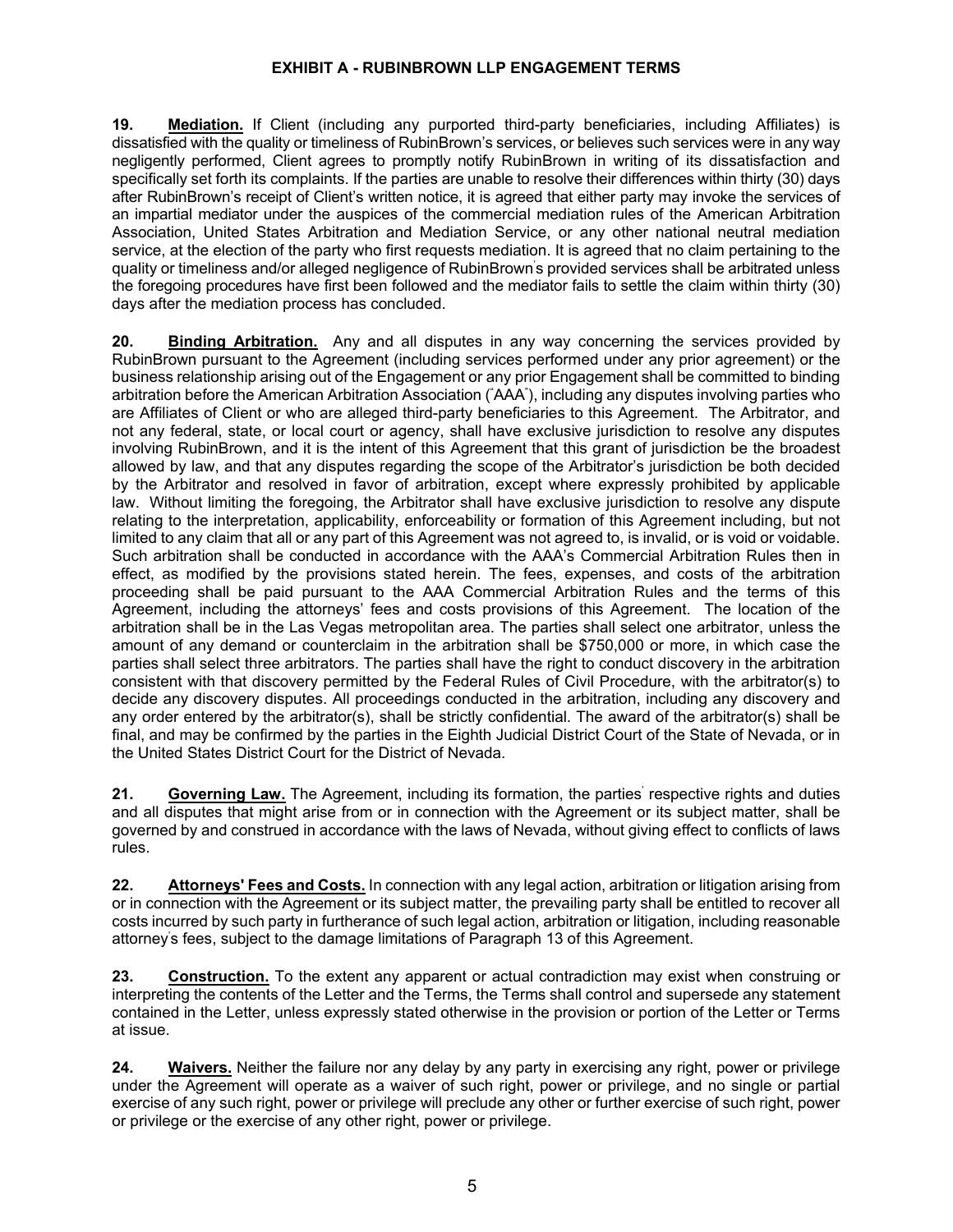## EXHIBIT A - RUBINBROWN LLP ENGAGEMENT TERMS

**19. Mediation.** If Client (including any purported third-party beneficiaries, including Affiliates) is dissatisfied with the quality or timeliness of RubinBrown's services, or believes such services were in any way negligently performed, Client agrees to promptly notify RubinBrown in writing of its dissatisfaction and specifically set forth its complaints. If the parties are unable to resolve their differences within thirty (30) days after RubinBrown's receipt of Client's written notice, it is agreed that either party may invoke the services of an impartial mediator under the auspices of the commercial mediation rules of the American Arbitration Association, United States Arbitration and Mediation Service, or any other national neutral mediation service, at the election of the party who first requests mediation. It is agreed that no claim pertaining to the quality or timeliness and/or alleged negligence of RubinBrown's provided services shall be arbitrated unless the foregoing procedures have first been followed and the mediator fails to settle the claim within thirty (30) days after the mediation process has concluded.

**20. Binding Arbitration.** Any and all disputes in any way concerning the services provided by RubinBrown pursuant to the Agreement (including services performed under any prior agreement) or the business relationship arising out of the Engagement or any prior Engagement shall be committed to binding arbitration before the American Arbitration Association ("AAA"), including any disputes involving parties who are Affiliates of Client or who are alleged third-party beneficiaries to this Agreement. The Arbitrator, and not any federal, state, or local court or agency, shall have exclusive jurisdiction to resolve any disputes involving RubinBrown, and it is the intent of this Agreement that this grant of jurisdiction be the broadest allowed by law, and that any disputes regarding the scope of the Arbitrator's jurisdiction be both decided by the Arbitrator and resolved in favor of arbitration, except where expressly prohibited by applicable law. Without limiting the foregoing, the Arbitrator shall have exclusive jurisdiction to resolve any dispute relating to the interpretation, applicability, enforceability or formation of this Agreement including, but not limited to any claim that all or any part of this Agreement was not agreed to, is invalid, or is void or voidable. Such arbitration shall be conducted in accordance with the AAA's Commercial Arbitration Rules then in effect, as modified by the provisions stated herein. The fees, expenses, and costs of the arbitration proceeding shall be paid pursuant to the AAA Commercial Arbitration Rules and the terms of this Agreement, including the attorneys' fees and costs provisions of this Agreement. The location of the arbitration shall be in the Las Vegas metropolitan area. The parties shall select one arbitrator, unless the amount of any demand or counterclaim in the arbitration shall be $750,000 or more, in which case the parties shall select three arbitrators. The parties shall have the right to conduct discovery in the arbitration consistent with that discovery permitted by the Federal Rules of Civil Procedure, with the arbitrator(s) to decide any discovery disputes. All proceedings conducted in the arbitration, including any discovery and any order entered by the arbitrator(s), shall be strictly confidential. The award of the arbitrator(s) shall be final, and may be confirmed by the parties in the Eighth Judicial District Court of the State of Nevada, or in the United States District Court for the District of Nevada.

**21. Governing Law.** The Agreement, including its formation, the parties' respective rights and duties and all disputes that might arise from or in connection with the Agreement or its subject matter, shall be governed by and construed in accordance with the laws of Nevada, without giving effect to conflicts of laws rules.

**22. Attorneys' Fees and Costs.** In connection with any legal action, arbitration or litigation arising from or in connection with the Agreement or its subject matter, the prevailing party shall be entitled to recover all costs incurred by such party in furtherance of such legal action, arbitration or litigation, including reasonable attorney's fees, subject to the damage limitations of Paragraph 13 of this Agreement.

**23. Construction.** To the extent any apparent or actual contradiction may exist when construing or interpreting the contents of the Letter and the Terms, the Terms shall control and supersede any statement contained in the Letter, unless expressly stated otherwise in the provision or portion of the Letter or Terms at issue.

**24. Waivers.** Neither the failure nor any delay by any party in exercising any right, power or privilege under the Agreement will operate as a waiver of such right, power or privilege, and no single or partial exercise of any such right, power or privilege will preclude any other or further exercise of such right, power or privilege or the exercise of any other right, power or privilege.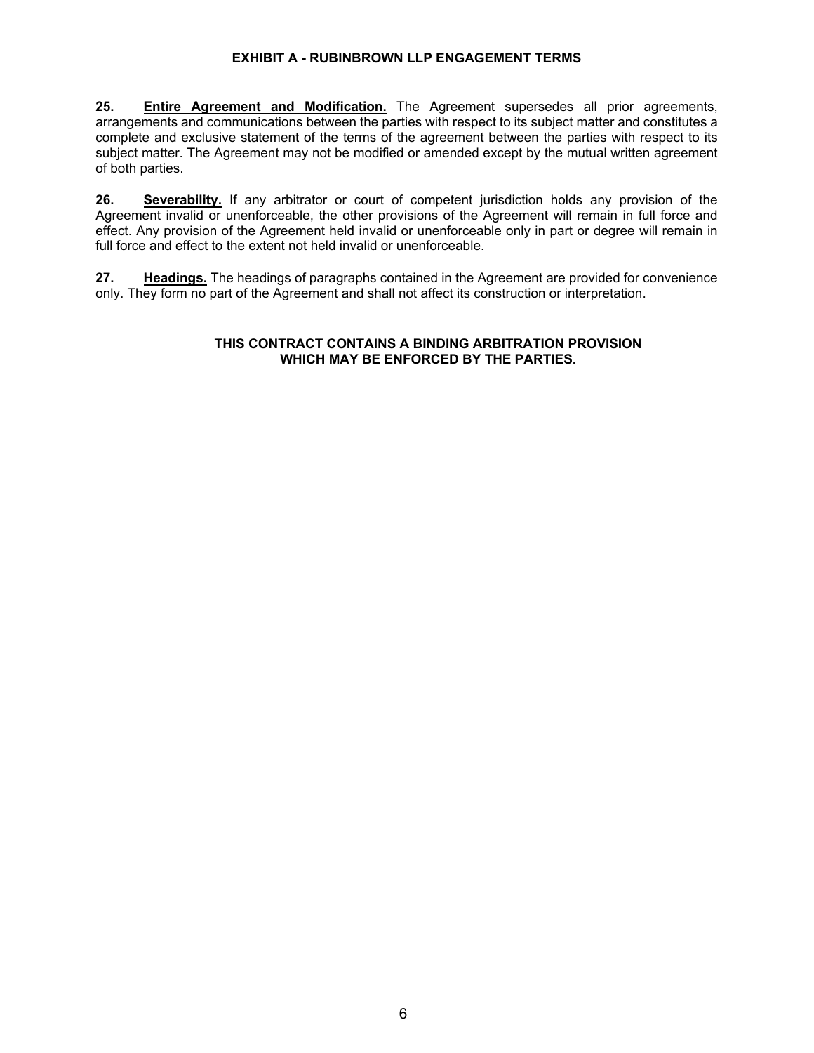**25. Entire Agreement and Modification.** The Agreement supersedes all prior agreements, arrangements and communications between the parties with respect to its subject matter and constitutes a complete and exclusive statement of the terms of the agreement between the parties with respect to its subject matter. The Agreement may not be modified or amended except by the mutual written agreement of both parties.

**26. Severability.** If any arbitrator or court of competent jurisdiction holds any provision of the Agreement invalid or unenforceable, the other provisions of the Agreement will remain in full force and effect. Any provision of the Agreement held invalid or unenforceable only in part or degree will remain in full force and effect to the extent not held invalid or unenforceable.

**27. Headings.** The headings of paragraphs contained in the Agreement are provided for convenience only. They form no part of the Agreement and shall not affect its construction or interpretation.

**THIS CONTRACT CONTAINS A BINDING ARBITRATION PROVISION WHICH MAY BE ENFORCED BY THE PARTIES.**